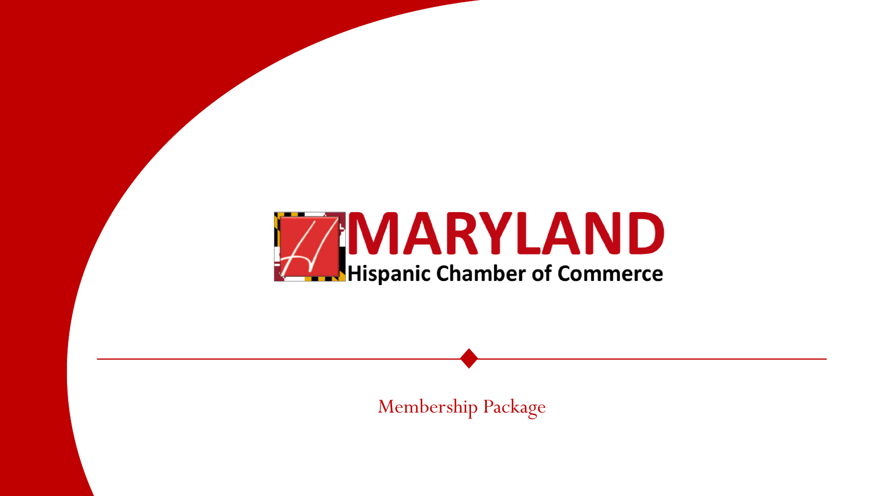# MARYLAND

## Hispanic Chamber of Commerce

Membership Package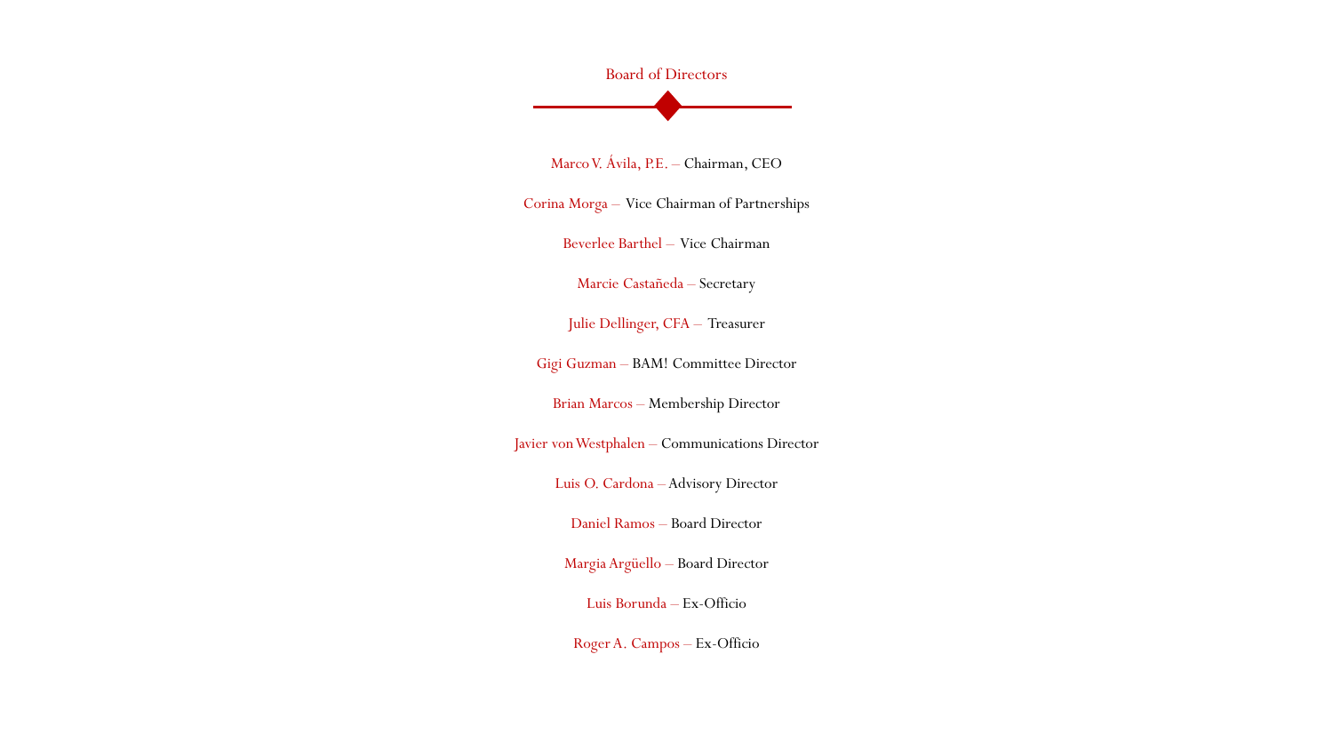## Board of Directors

Marco V. Ávila, P.E. – Chairman, CEO

Corina Morga – Vice Chairman of Partnerships

Beverlee Barthel – Vice Chairman

Marcie Castañeda – Secretary

Julie Dellinger, CFA – Treasurer

Gigi Guzman – BAM! Committee Director

Brian Marcos – Membership Director

Javier von Westphalen – Communications Director

Luis O. Cardona – Advisory Director

Daniel Ramos – Board Director

Margia Argüello – Board Director

Luis Borunda – Ex-Officio

Roger A. Campos – Ex-Officio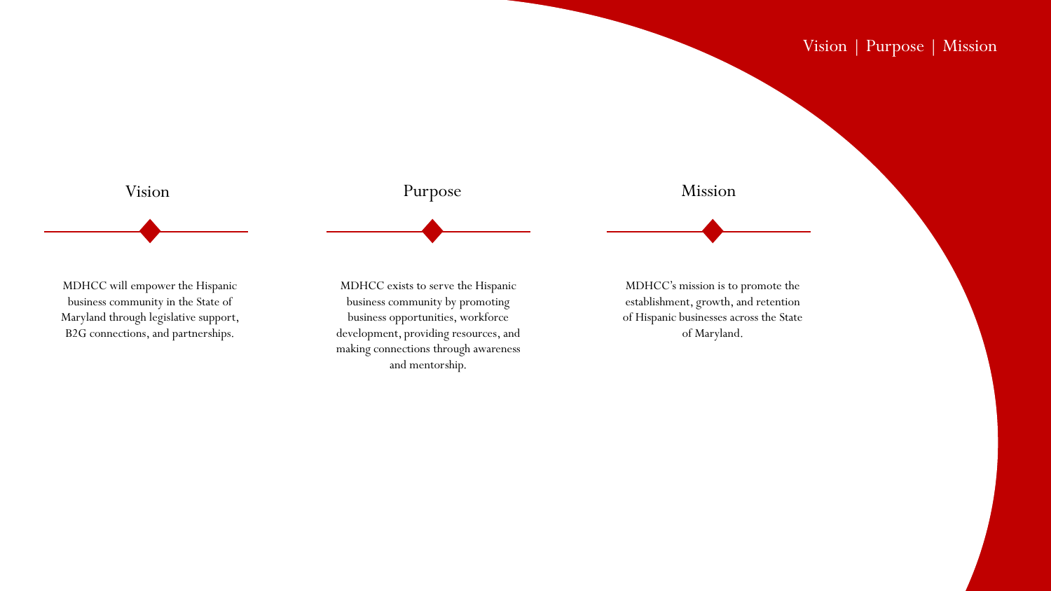# Vision | Purpose | Mission

## Vision

MDHCC will empower the Hispanic business community in the State of Maryland through legislative support, B2G connections, and partnerships.

## Purpose

MDHCC exists to serve the Hispanic business community by promoting business opportunities, workforce development, providing resources, and making connections through awareness and mentorship.

## Mission

MDHCC's mission is to promote the establishment, growth, and retention of Hispanic businesses across the State of Maryland.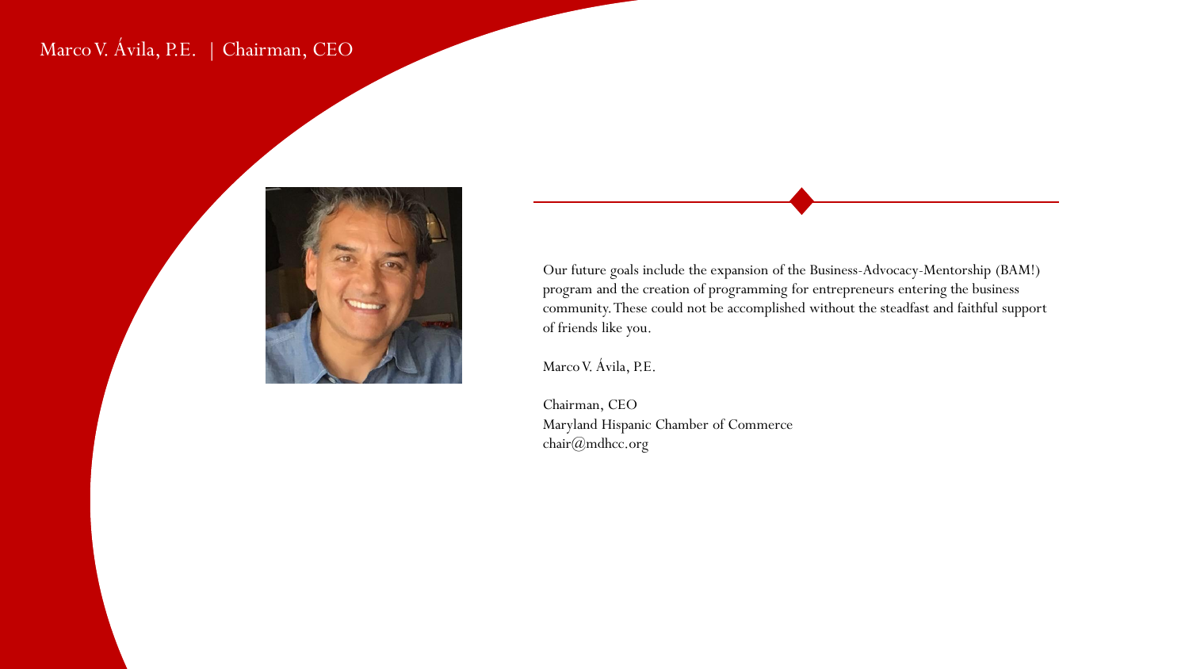## Marco V. Ávila, P.E. | Chairman, CEO

Our future goals include the expansion of the Business-Advocacy-Mentorship (BAM!) program and the creation of programming for entrepreneurs entering the business community. These could not be accomplished without the steadfast and faithful support of friends like you.

Marco V. Ávila, P.E.

Chairman, CEO
Maryland Hispanic Chamber of Commerce
chair@mdhcc.org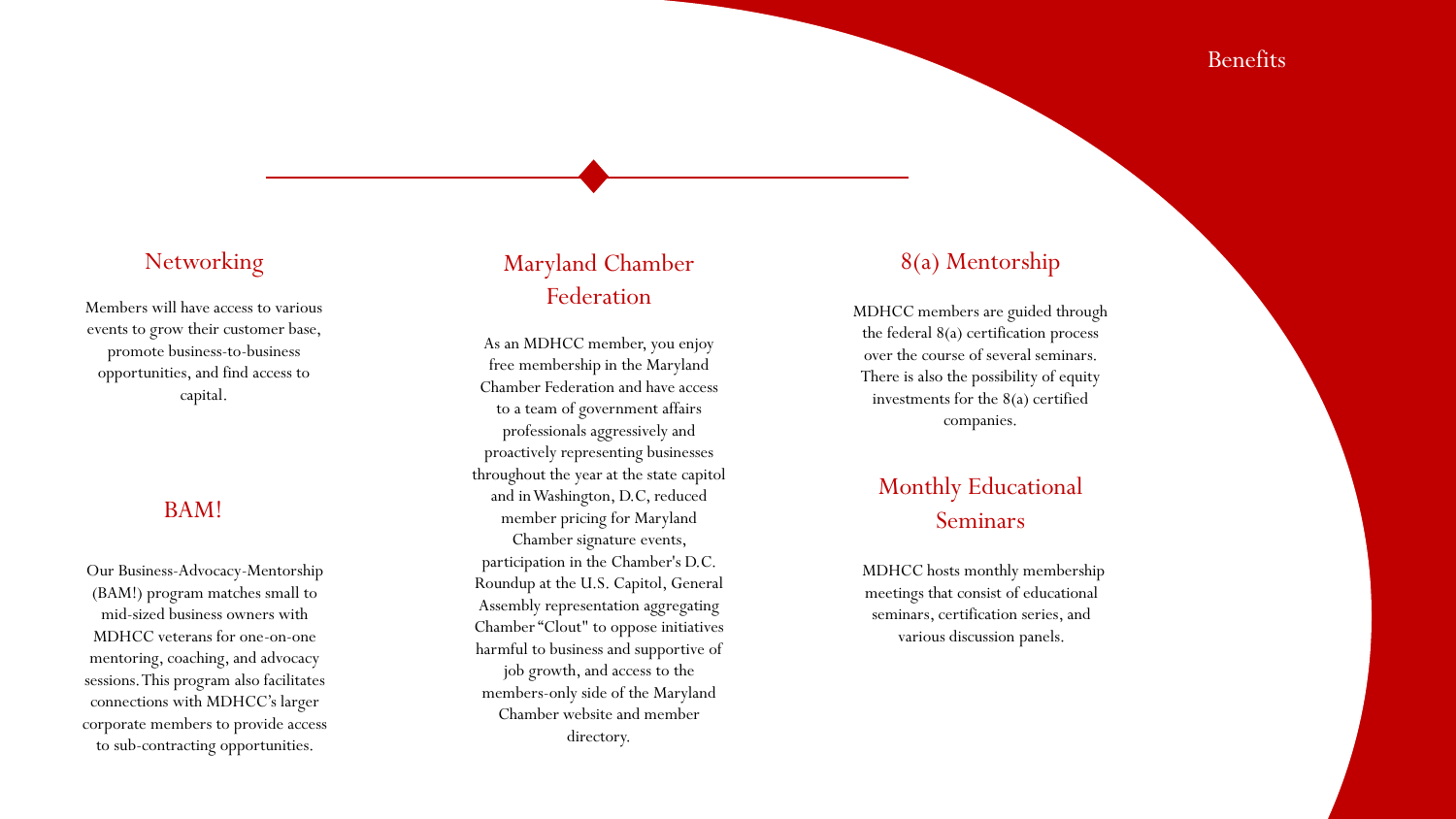# Benefits

## Networking

Members will have access to various events to grow their customer base, promote business-to-business opportunities, and find access to capital.

## BAM!

Our Business-Advocacy-Mentorship (BAM!) program matches small to mid-sized business owners with MDHCC veterans for one-on-one mentoring, coaching, and advocacy sessions. This program also facilitates connections with MDHCC's larger corporate members to provide access to sub-contracting opportunities.

## Maryland Chamber Federation

As an MDHCC member, you enjoy free membership in the Maryland Chamber Federation and have access to a team of government affairs professionals aggressively and proactively representing businesses throughout the year at the state capitol and in Washington, D.C, reduced member pricing for Maryland Chamber signature events, participation in the Chamber's D.C. Roundup at the U.S. Capitol, General Assembly representation aggregating Chamber "Clout" to oppose initiatives harmful to business and supportive of job growth, and access to the members-only side of the Maryland Chamber website and member directory.

## 8(a) Mentorship

MDHCC members are guided through the federal 8(a) certification process over the course of several seminars. There is also the possibility of equity investments for the 8(a) certified companies.

## Monthly Educational Seminars

MDHCC hosts monthly membership meetings that consist of educational seminars, certification series, and various discussion panels.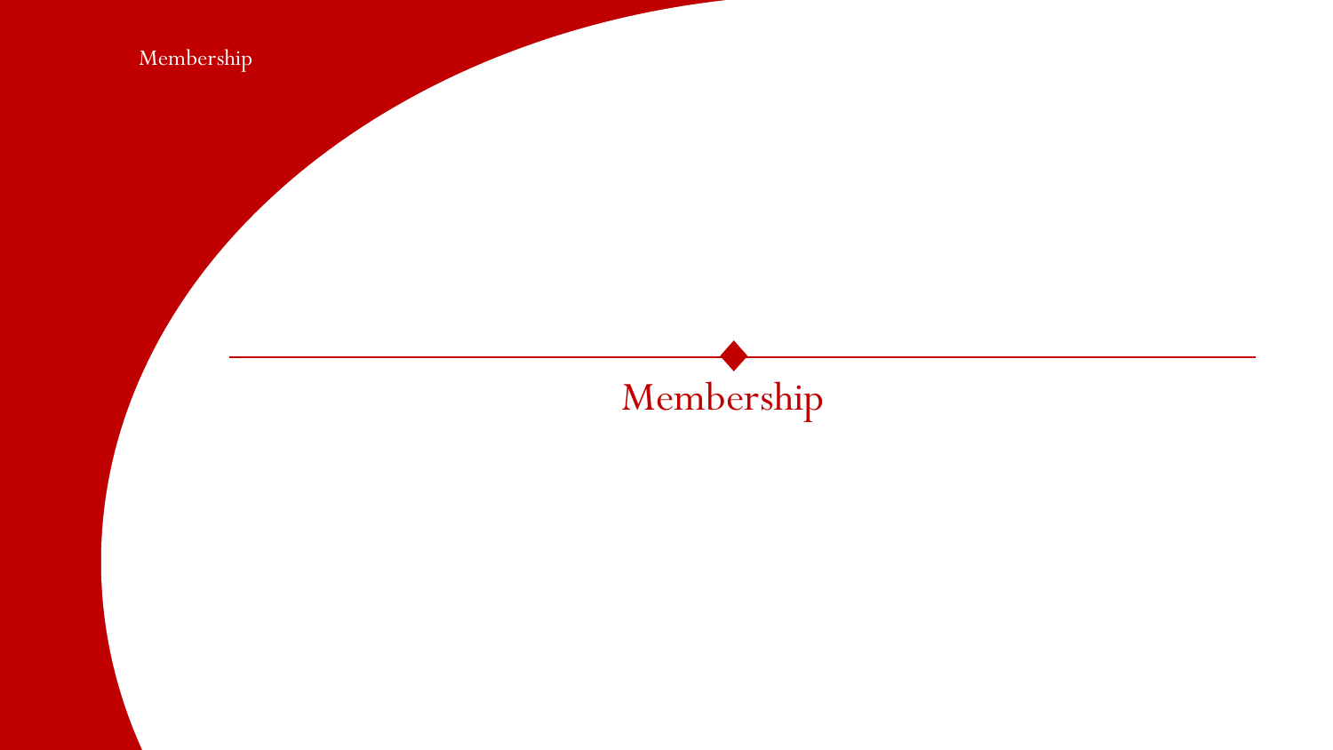# Membership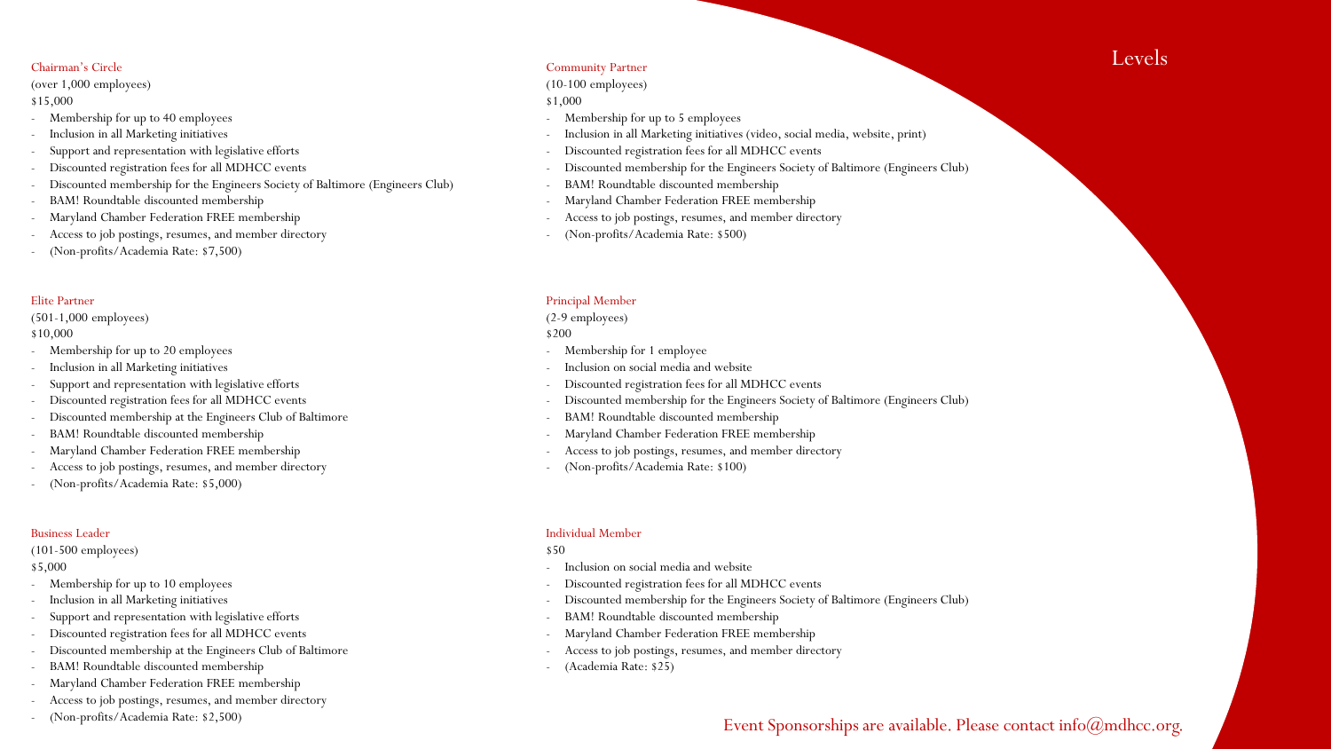# Levels

## Chairman's Circle

(over 1,000 employees)

$15,000

- Membership for up to 40 employees
- Inclusion in all Marketing initiatives
- Support and representation with legislative efforts
- Discounted registration fees for all MDHCC events
- Discounted membership for the Engineers Society of Baltimore (Engineers Club)
- BAM! Roundtable discounted membership
- Maryland Chamber Federation FREE membership
- Access to job postings, resumes, and member directory
- (Non-profits/Academia Rate: $7,500)

## Elite Partner

(501-1,000 employees)

$10,000

- Membership for up to 20 employees
- Inclusion in all Marketing initiatives
- Support and representation with legislative efforts
- Discounted registration fees for all MDHCC events
- Discounted membership at the Engineers Club of Baltimore
- BAM! Roundtable discounted membership
- Maryland Chamber Federation FREE membership
- Access to job postings, resumes, and member directory
- (Non-profits/Academia Rate: $5,000)

## Business Leader

(101-500 employees)

$5,000

- Membership for up to 10 employees
- Inclusion in all Marketing initiatives
- Support and representation with legislative efforts
- Discounted registration fees for all MDHCC events
- Discounted membership at the Engineers Club of Baltimore
- BAM! Roundtable discounted membership
- Maryland Chamber Federation FREE membership
- Access to job postings, resumes, and member directory
- (Non-profits/Academia Rate: $2,500)

## Community Partner

(10-100 employees)

$1,000

- Membership for up to 5 employees
- Inclusion in all Marketing initiatives (video, social media, website, print)
- Discounted registration fees for all MDHCC events
- Discounted membership for the Engineers Society of Baltimore (Engineers Club)
- BAM! Roundtable discounted membership
- Maryland Chamber Federation FREE membership
- Access to job postings, resumes, and member directory
- (Non-profits/Academia Rate: $500)

## Principal Member

(2-9 employees)

$200

- Membership for 1 employee
- Inclusion on social media and website
- Discounted registration fees for all MDHCC events
- Discounted membership for the Engineers Society of Baltimore (Engineers Club)
- BAM! Roundtable discounted membership
- Maryland Chamber Federation FREE membership
- Access to job postings, resumes, and member directory
- (Non-profits/Academia Rate: $100)

## Individual Member

$50

- Inclusion on social media and website
- Discounted registration fees for all MDHCC events
- Discounted membership for the Engineers Society of Baltimore (Engineers Club)
- BAM! Roundtable discounted membership
- Maryland Chamber Federation FREE membership
- Access to job postings, resumes, and member directory
- (Academia Rate: $25)

Event Sponsorships are available. Please contact info@mdhcc.org.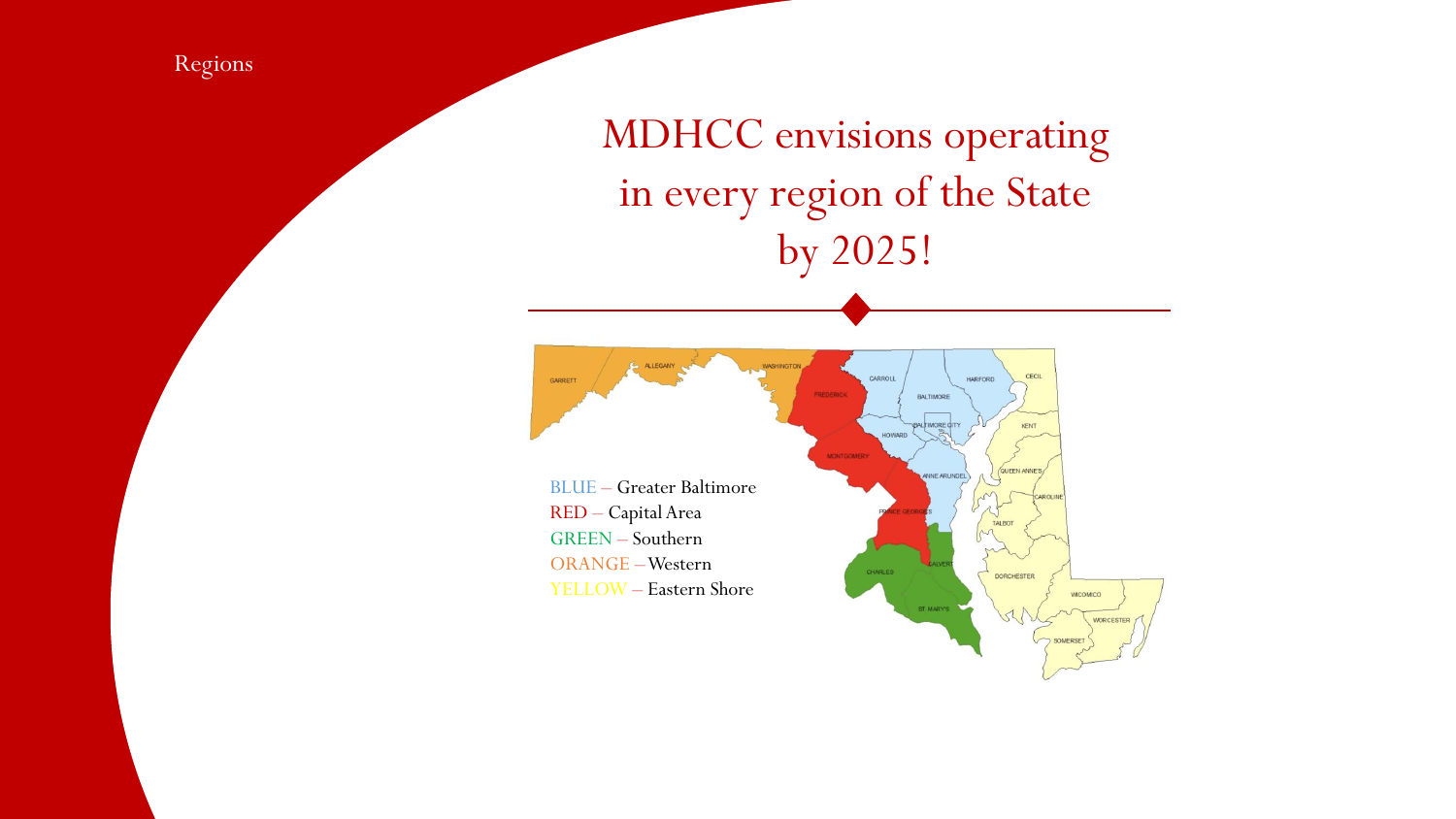Regions

# MDHCC envisions operating in every region of the State by 2025!

BLUE – Greater Baltimore
RED – Capital Area
GREEN – Southern
ORANGE – Western
YELLOW – Eastern Shore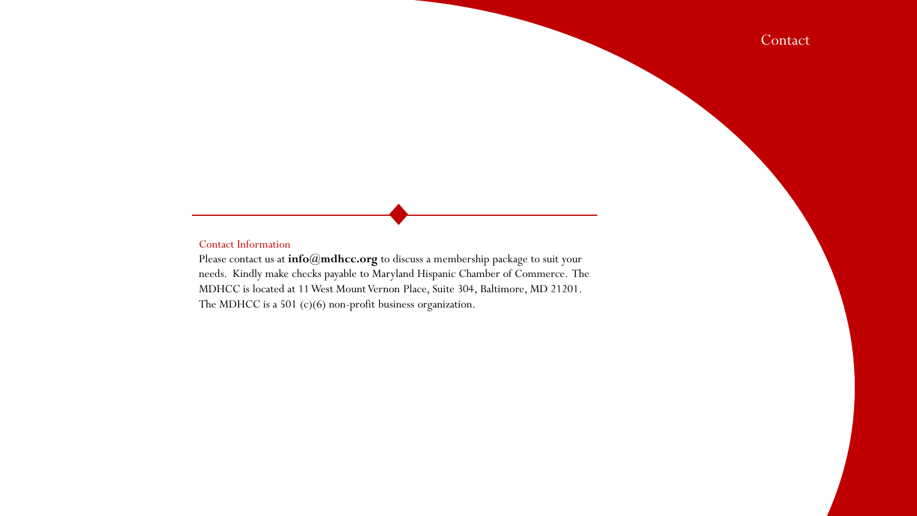# Contact

## Contact Information

Please contact us at **info@mdhcc.org** to discuss a membership package to suit your needs.  Kindly make checks payable to Maryland Hispanic Chamber of Commerce.  The MDHCC is located at 11 West Mount Vernon Place, Suite 304, Baltimore, MD 21201. The MDHCC is a 501 (c)(6) non-profit business organization.